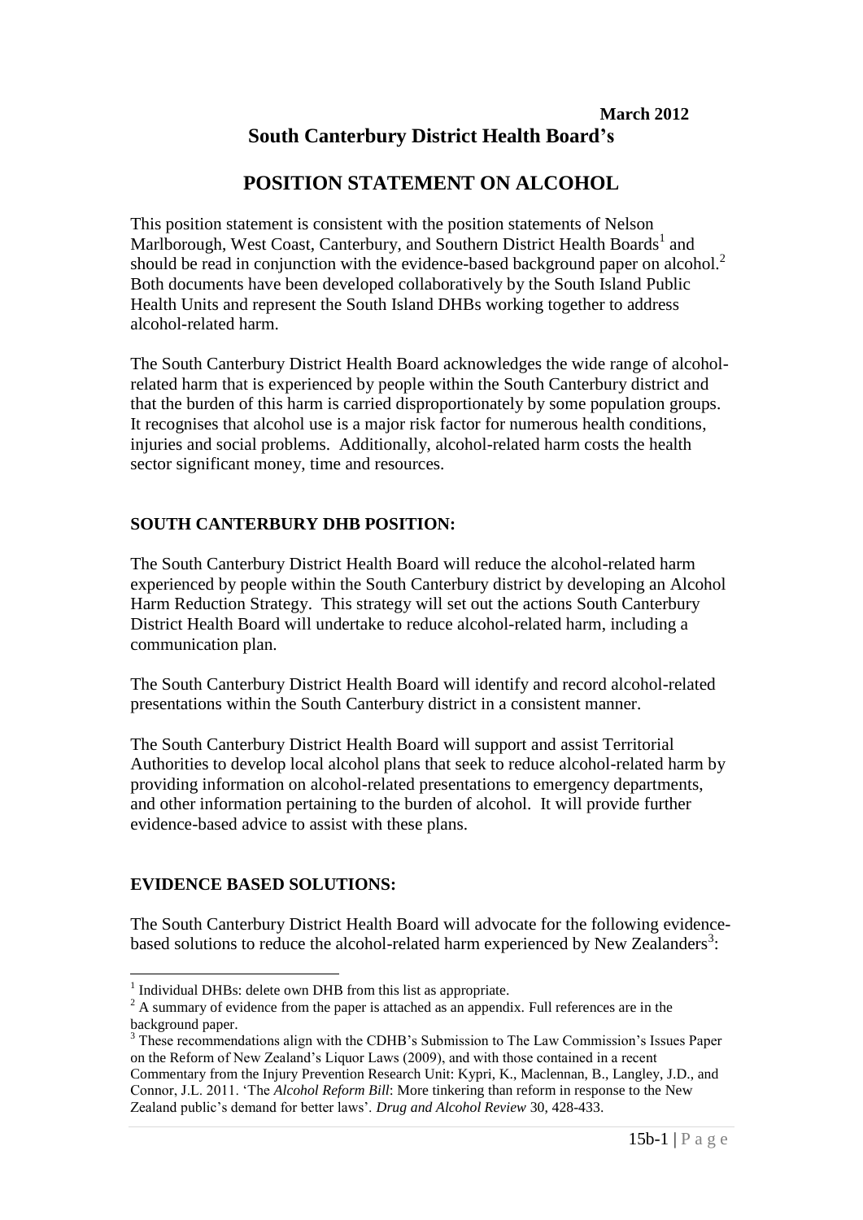March 2012

# South Canterbury District Health Board's

# POSITION STATEMENT ON ALCOHOL

This position statement is consistent with the position statements of Nelson Marlborough, West Coast, Canterbury, and Southern District Health Boards[1] and should be read in conjunction with the evidence-based background paper on alcohol.[2] Both documents have been developed collaboratively by the South Island Public Health Units and represent the South Island DHBs working together to address alcohol-related harm.

The South Canterbury District Health Board acknowledges the wide range of alcohol-related harm that is experienced by people within the South Canterbury district and that the burden of this harm is carried disproportionately by some population groups. It recognises that alcohol use is a major risk factor for numerous health conditions, injuries and social problems. Additionally, alcohol-related harm costs the health sector significant money, time and resources.

## SOUTH CANTERBURY DHB POSITION:

The South Canterbury District Health Board will reduce the alcohol-related harm experienced by people within the South Canterbury district by developing an Alcohol Harm Reduction Strategy. This strategy will set out the actions South Canterbury District Health Board will undertake to reduce alcohol-related harm, including a communication plan.

The South Canterbury District Health Board will identify and record alcohol-related presentations within the South Canterbury district in a consistent manner.

The South Canterbury District Health Board will support and assist Territorial Authorities to develop local alcohol plans that seek to reduce alcohol-related harm by providing information on alcohol-related presentations to emergency departments, and other information pertaining to the burden of alcohol. It will provide further evidence-based advice to assist with these plans.

## EVIDENCE BASED SOLUTIONS:

The South Canterbury District Health Board will advocate for the following evidence-based solutions to reduce the alcohol-related harm experienced by New Zealanders[3]:

---

[1] Individual DHBs: delete own DHB from this list as appropriate.

[2] A summary of evidence from the paper is attached as an appendix. Full references are in the background paper.

[3] These recommendations align with the CDHB's Submission to The Law Commission's Issues Paper on the Reform of New Zealand's Liquor Laws (2009), and with those contained in a recent Commentary from the Injury Prevention Research Unit: Kypri, K., Maclennan, B., Langley, J.D., and Connor, J.L. 2011. 'The *Alcohol Reform Bill*: More tinkering than reform in response to the New Zealand public's demand for better laws'. *Drug and Alcohol Review* 30, 428-433.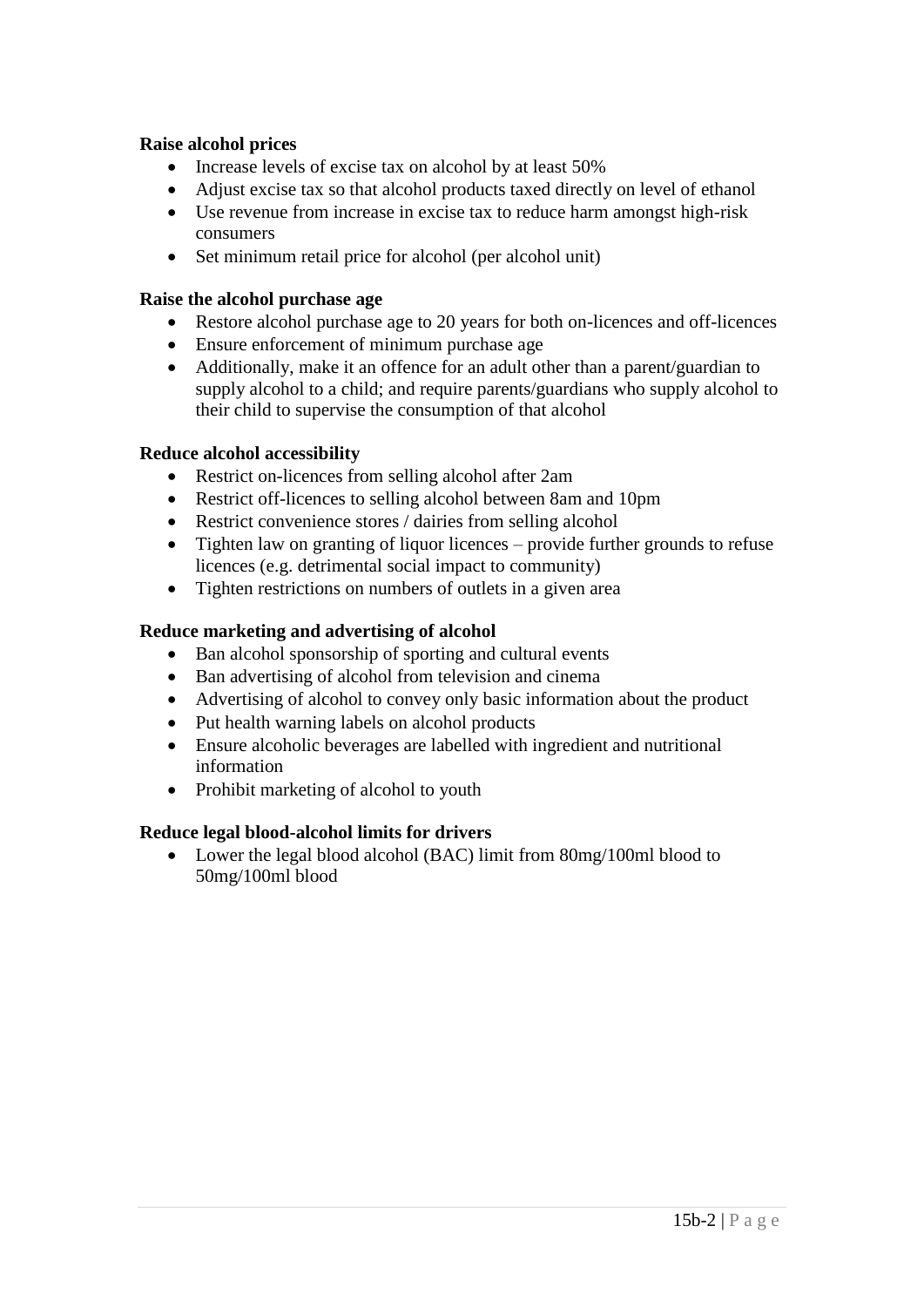**Raise alcohol prices**

- Increase levels of excise tax on alcohol by at least 50%
- Adjust excise tax so that alcohol products taxed directly on level of ethanol
- Use revenue from increase in excise tax to reduce harm amongst high-risk consumers
- Set minimum retail price for alcohol (per alcohol unit)

**Raise the alcohol purchase age**

- Restore alcohol purchase age to 20 years for both on-licences and off-licences
- Ensure enforcement of minimum purchase age
- Additionally, make it an offence for an adult other than a parent/guardian to supply alcohol to a child; and require parents/guardians who supply alcohol to their child to supervise the consumption of that alcohol

**Reduce alcohol accessibility**

- Restrict on-licences from selling alcohol after 2am
- Restrict off-licences to selling alcohol between 8am and 10pm
- Restrict convenience stores / dairies from selling alcohol
- Tighten law on granting of liquor licences – provide further grounds to refuse licences (e.g. detrimental social impact to community)
- Tighten restrictions on numbers of outlets in a given area

**Reduce marketing and advertising of alcohol**

- Ban alcohol sponsorship of sporting and cultural events
- Ban advertising of alcohol from television and cinema
- Advertising of alcohol to convey only basic information about the product
- Put health warning labels on alcohol products
- Ensure alcoholic beverages are labelled with ingredient and nutritional information
- Prohibit marketing of alcohol to youth

**Reduce legal blood-alcohol limits for drivers**

- Lower the legal blood alcohol (BAC) limit from 80mg/100ml blood to 50mg/100ml blood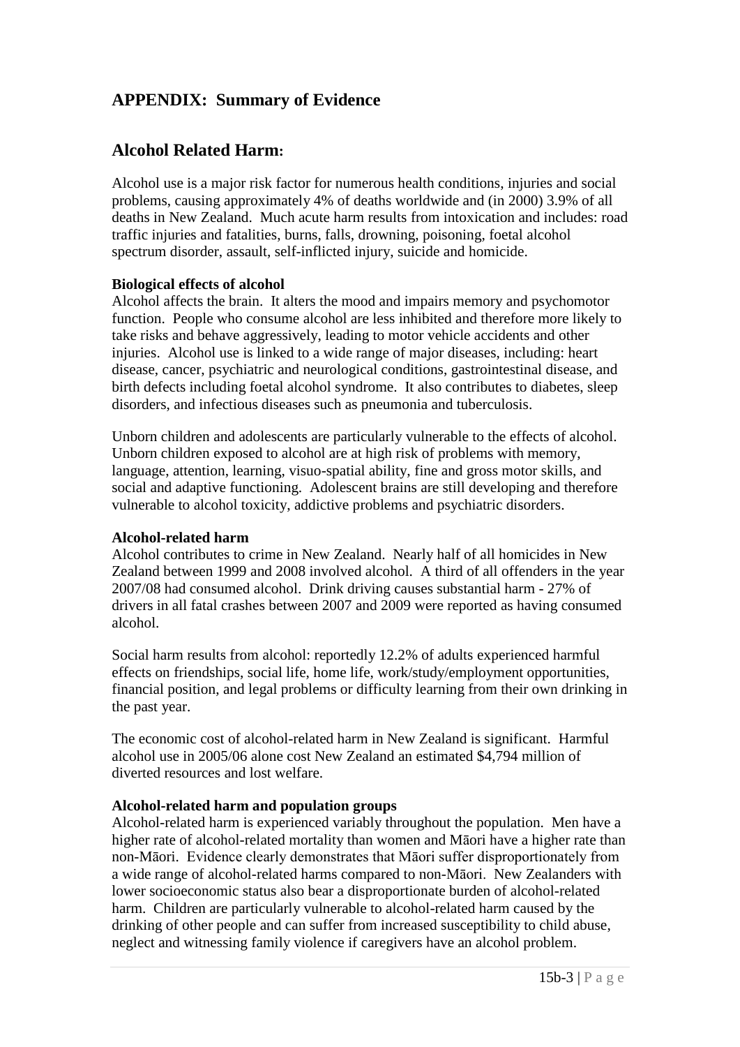# APPENDIX: Summary of Evidence

## Alcohol Related Harm:

Alcohol use is a major risk factor for numerous health conditions, injuries and social problems, causing approximately 4% of deaths worldwide and (in 2000) 3.9% of all deaths in New Zealand. Much acute harm results from intoxication and includes: road traffic injuries and fatalities, burns, falls, drowning, poisoning, foetal alcohol spectrum disorder, assault, self-inflicted injury, suicide and homicide.

**Biological effects of alcohol**

Alcohol affects the brain. It alters the mood and impairs memory and psychomotor function. People who consume alcohol are less inhibited and therefore more likely to take risks and behave aggressively, leading to motor vehicle accidents and other injuries. Alcohol use is linked to a wide range of major diseases, including: heart disease, cancer, psychiatric and neurological conditions, gastrointestinal disease, and birth defects including foetal alcohol syndrome. It also contributes to diabetes, sleep disorders, and infectious diseases such as pneumonia and tuberculosis.

Unborn children and adolescents are particularly vulnerable to the effects of alcohol. Unborn children exposed to alcohol are at high risk of problems with memory, language, attention, learning, visuo-spatial ability, fine and gross motor skills, and social and adaptive functioning. Adolescent brains are still developing and therefore vulnerable to alcohol toxicity, addictive problems and psychiatric disorders.

**Alcohol-related harm**

Alcohol contributes to crime in New Zealand. Nearly half of all homicides in New Zealand between 1999 and 2008 involved alcohol. A third of all offenders in the year 2007/08 had consumed alcohol. Drink driving causes substantial harm - 27% of drivers in all fatal crashes between 2007 and 2009 were reported as having consumed alcohol.

Social harm results from alcohol: reportedly 12.2% of adults experienced harmful effects on friendships, social life, home life, work/study/employment opportunities, financial position, and legal problems or difficulty learning from their own drinking in the past year.

The economic cost of alcohol-related harm in New Zealand is significant. Harmful alcohol use in 2005/06 alone cost New Zealand an estimated $4,794 million of diverted resources and lost welfare.

**Alcohol-related harm and population groups**

Alcohol-related harm is experienced variably throughout the population. Men have a higher rate of alcohol-related mortality than women and Māori have a higher rate than non-Māori. Evidence clearly demonstrates that Māori suffer disproportionately from a wide range of alcohol-related harms compared to non-Māori. New Zealanders with lower socioeconomic status also bear a disproportionate burden of alcohol-related harm. Children are particularly vulnerable to alcohol-related harm caused by the drinking of other people and can suffer from increased susceptibility to child abuse, neglect and witnessing family violence if caregivers have an alcohol problem.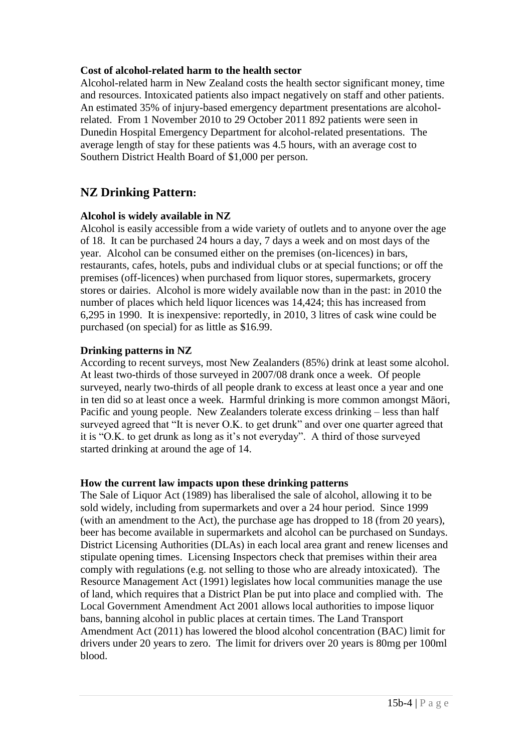**Cost of alcohol-related harm to the health sector**

Alcohol-related harm in New Zealand costs the health sector significant money, time and resources. Intoxicated patients also impact negatively on staff and other patients. An estimated 35% of injury-based emergency department presentations are alcohol-related. From 1 November 2010 to 29 October 2011 892 patients were seen in Dunedin Hospital Emergency Department for alcohol-related presentations. The average length of stay for these patients was 4.5 hours, with an average cost to Southern District Health Board of $1,000 per person.

## NZ Drinking Pattern:

**Alcohol is widely available in NZ**

Alcohol is easily accessible from a wide variety of outlets and to anyone over the age of 18. It can be purchased 24 hours a day, 7 days a week and on most days of the year. Alcohol can be consumed either on the premises (on-licences) in bars, restaurants, cafes, hotels, pubs and individual clubs or at special functions; or off the premises (off-licences) when purchased from liquor stores, supermarkets, grocery stores or dairies. Alcohol is more widely available now than in the past: in 2010 the number of places which held liquor licences was 14,424; this has increased from 6,295 in 1990. It is inexpensive: reportedly, in 2010, 3 litres of cask wine could be purchased (on special) for as little as $16.99.

**Drinking patterns in NZ**

According to recent surveys, most New Zealanders (85%) drink at least some alcohol. At least two-thirds of those surveyed in 2007/08 drank once a week. Of people surveyed, nearly two-thirds of all people drank to excess at least once a year and one in ten did so at least once a week. Harmful drinking is more common amongst Māori, Pacific and young people. New Zealanders tolerate excess drinking – less than half surveyed agreed that "It is never O.K. to get drunk" and over one quarter agreed that it is "O.K. to get drunk as long as it's not everyday". A third of those surveyed started drinking at around the age of 14.

**How the current law impacts upon these drinking patterns**

The Sale of Liquor Act (1989) has liberalised the sale of alcohol, allowing it to be sold widely, including from supermarkets and over a 24 hour period. Since 1999 (with an amendment to the Act), the purchase age has dropped to 18 (from 20 years), beer has become available in supermarkets and alcohol can be purchased on Sundays. District Licensing Authorities (DLAs) in each local area grant and renew licenses and stipulate opening times. Licensing Inspectors check that premises within their area comply with regulations (e.g. not selling to those who are already intoxicated). The Resource Management Act (1991) legislates how local communities manage the use of land, which requires that a District Plan be put into place and complied with. The Local Government Amendment Act 2001 allows local authorities to impose liquor bans, banning alcohol in public places at certain times. The Land Transport Amendment Act (2011) has lowered the blood alcohol concentration (BAC) limit for drivers under 20 years to zero. The limit for drivers over 20 years is 80mg per 100ml blood.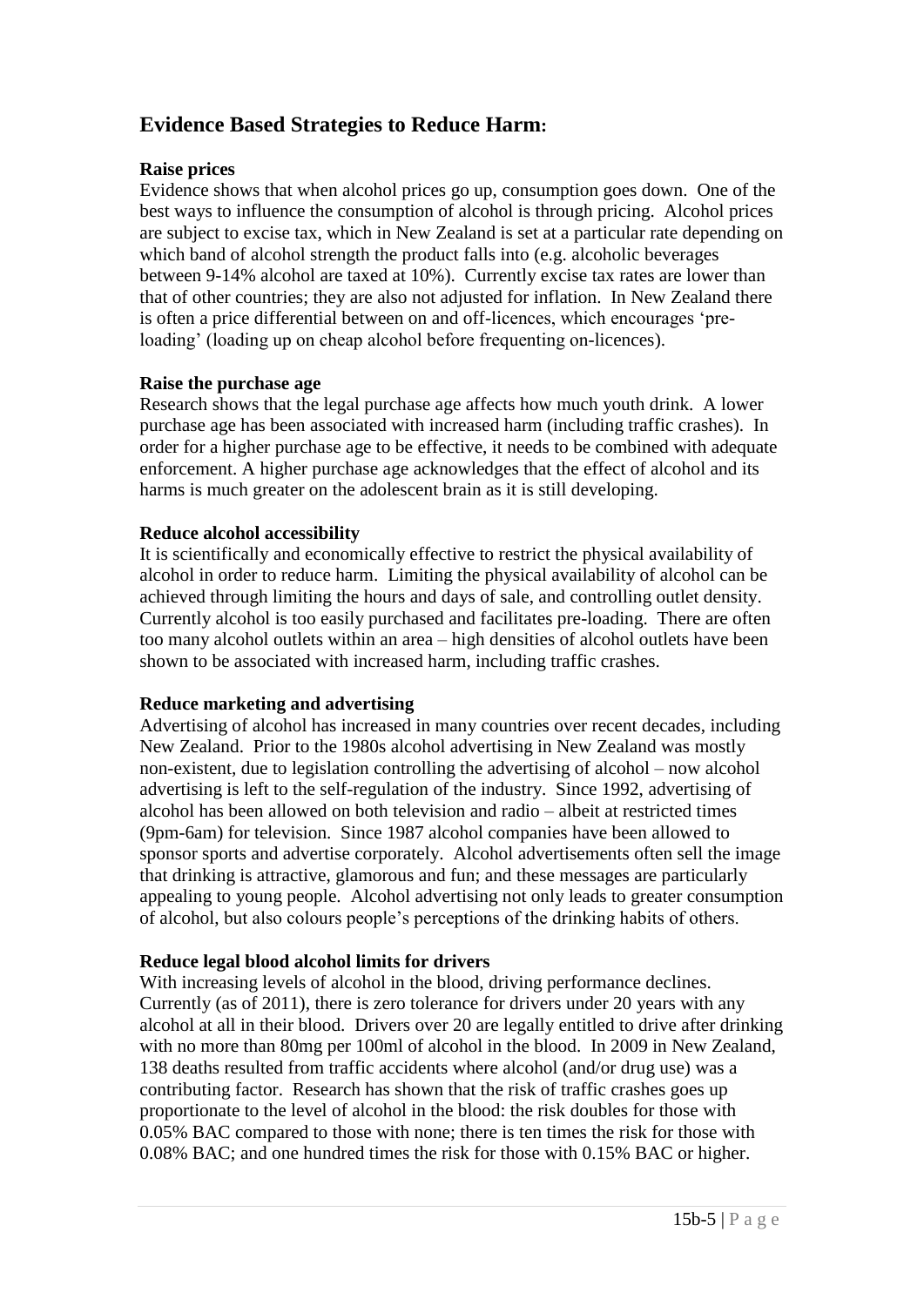## Evidence Based Strategies to Reduce Harm:

**Raise prices**

Evidence shows that when alcohol prices go up, consumption goes down. One of the best ways to influence the consumption of alcohol is through pricing. Alcohol prices are subject to excise tax, which in New Zealand is set at a particular rate depending on which band of alcohol strength the product falls into (e.g. alcoholic beverages between 9-14% alcohol are taxed at 10%). Currently excise tax rates are lower than that of other countries; they are also not adjusted for inflation. In New Zealand there is often a price differential between on and off-licences, which encourages 'pre-loading' (loading up on cheap alcohol before frequenting on-licences).

**Raise the purchase age**

Research shows that the legal purchase age affects how much youth drink. A lower purchase age has been associated with increased harm (including traffic crashes). In order for a higher purchase age to be effective, it needs to be combined with adequate enforcement. A higher purchase age acknowledges that the effect of alcohol and its harms is much greater on the adolescent brain as it is still developing.

**Reduce alcohol accessibility**

It is scientifically and economically effective to restrict the physical availability of alcohol in order to reduce harm. Limiting the physical availability of alcohol can be achieved through limiting the hours and days of sale, and controlling outlet density. Currently alcohol is too easily purchased and facilitates pre-loading. There are often too many alcohol outlets within an area – high densities of alcohol outlets have been shown to be associated with increased harm, including traffic crashes.

**Reduce marketing and advertising**

Advertising of alcohol has increased in many countries over recent decades, including New Zealand. Prior to the 1980s alcohol advertising in New Zealand was mostly non-existent, due to legislation controlling the advertising of alcohol – now alcohol advertising is left to the self-regulation of the industry. Since 1992, advertising of alcohol has been allowed on both television and radio – albeit at restricted times (9pm-6am) for television. Since 1987 alcohol companies have been allowed to sponsor sports and advertise corporately. Alcohol advertisements often sell the image that drinking is attractive, glamorous and fun; and these messages are particularly appealing to young people. Alcohol advertising not only leads to greater consumption of alcohol, but also colours people's perceptions of the drinking habits of others.

**Reduce legal blood alcohol limits for drivers**

With increasing levels of alcohol in the blood, driving performance declines. Currently (as of 2011), there is zero tolerance for drivers under 20 years with any alcohol at all in their blood. Drivers over 20 are legally entitled to drive after drinking with no more than 80mg per 100ml of alcohol in the blood. In 2009 in New Zealand, 138 deaths resulted from traffic accidents where alcohol (and/or drug use) was a contributing factor. Research has shown that the risk of traffic crashes goes up proportionate to the level of alcohol in the blood: the risk doubles for those with 0.05% BAC compared to those with none; there is ten times the risk for those with 0.08% BAC; and one hundred times the risk for those with 0.15% BAC or higher.